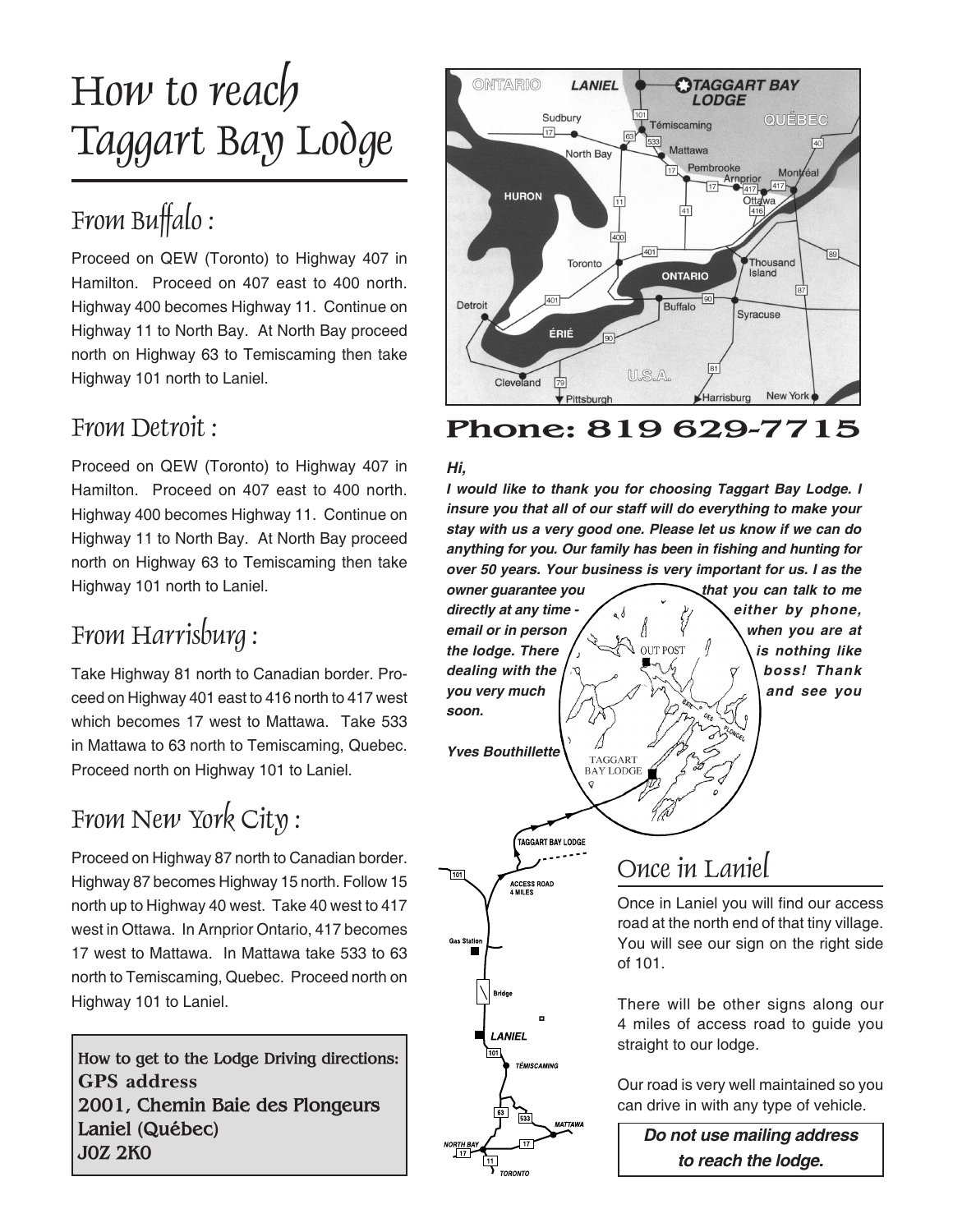# How to reach Taggart Bay Lodge

## From Buffalo :

Proceed on QEW (Toronto) to Highway 407 in Hamilton. Proceed on 407 east to 400 north. Highway 400 becomes Highway 11. Continue on Highway 11 to North Bay. At North Bay proceed north on Highway 63 to Temiscaming then take Highway 101 north to Laniel.

## From Detroit :

Proceed on QEW (Toronto) to Highway 407 in Hamilton. Proceed on 407 east to 400 north. Highway 400 becomes Highway 11. Continue on Highway 11 to North Bay. At North Bay proceed north on Highway 63 to Temiscaming then take Highway 101 north to Laniel.

## From Harrisburg :

Take Highway 81 north to Canadian border. Proceed on Highway 401 east to 416 north to 417 west which becomes 17 west to Mattawa. Take 533 in Mattawa to 63 north to Temiscaming, Quebec. Proceed north on Highway 101 to Laniel.

## From New York City :

Proceed on Highway 87 north to Canadian border. Highway 87 becomes Highway 15 north. Follow 15 north up to Highway 40 west. Take 40 west to 417 west in Ottawa. In Arnprior Ontario, 417 becomes 17 west to Mattawa. In Mattawa take 533 to 63 north to Temiscaming, Quebec. Proceed north on Highway 101 to Laniel.

**How to get to the Lodge Driving directions:**
**GPS address**
**2001, Chemin Baie des Plongeurs**
**Laniel (Québec)**
**J0Z 2K0**

**Phone: 819 629-7715**

***Hi,***

***I would like to thank you for choosing Taggart Bay Lodge. I insure you that all of our staff will do everything to make your stay with us a very good one. Please let us know if we can do anything for you. Our family has been in fishing and hunting for over 50 years. Your business is very important for us. I as the owner guarantee you that you can talk to me directly at any time - either by phone, email or in person when you are at the lodge. There is nothing like dealing with the boss! Thank you very much and see you soon.***

***Yves Bouthillette***

## Once in Laniel

Once in Laniel you will find our access road at the north end of that tiny village. You will see our sign on the right side of 101.

There will be other signs along our 4 miles of access road to guide you straight to our lodge.

Our road is very well maintained so you can drive in with any type of vehicle.

***Do not use mailing address to reach the lodge.***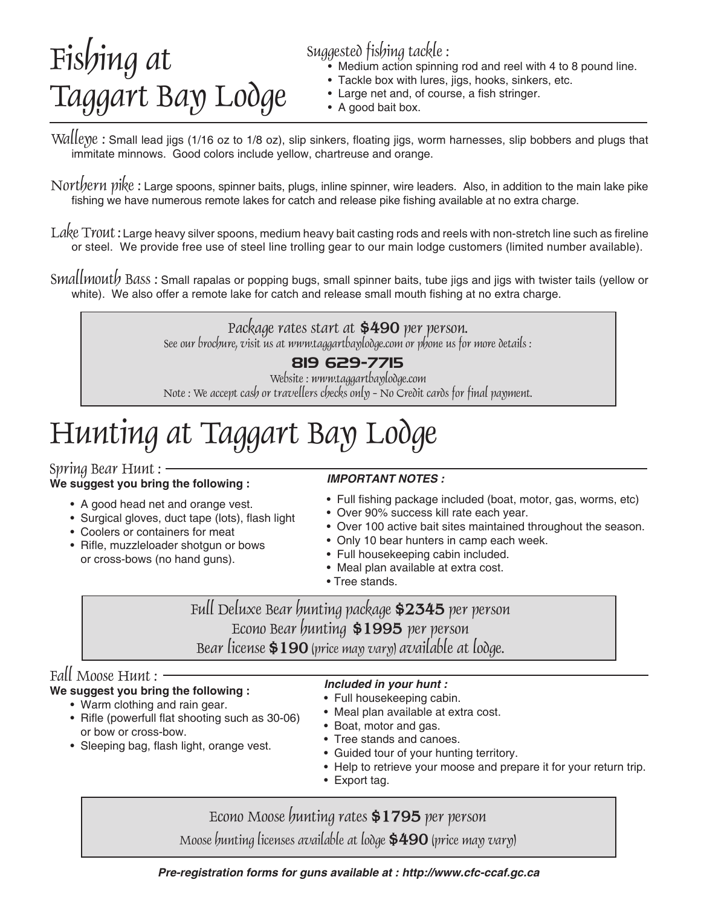# Fishing at Taggart Bay Lodge

Suggested fishing tackle :

- Medium action spinning rod and reel with 4 to 8 pound line.
- Tackle box with lures, jigs, hooks, sinkers, etc.
- Large net and, of course, a fish stringer.
- A good bait box.

Walleye : Small lead jigs (1/16 oz to 1/8 oz), slip sinkers, floating jigs, worm harnesses, slip bobbers and plugs that immitate minnows. Good colors include yellow, chartreuse and orange.

Northern pike : Large spoons, spinner baits, plugs, inline spinner, wire leaders. Also, in addition to the main lake pike fishing we have numerous remote lakes for catch and release pike fishing available at no extra charge.

Lake Trout : Large heavy silver spoons, medium heavy bait casting rods and reels with non-stretch line such as fireline or steel. We provide free use of steel line trolling gear to our main lodge customers (limited number available).

Smallmouth Bass : Small rapalas or popping bugs, small spinner baits, tube jigs and jigs with twister tails (yellow or white). We also offer a remote lake for catch and release small mouth fishing at no extra charge.

Package rates start at **$490** per person.
See our brochure, visit us at www.taggartbaylodge.com or phone us for more details :

**819 629-7715**

Website : www.taggartbaylodge.com
Note : We accept cash or travellers checks only - No Credit cards for final payment.

# Hunting at Taggart Bay Lodge

## Spring Bear Hunt :

**We suggest you bring the following :**

- A good head net and orange vest.
- Surgical gloves, duct tape (lots), flash light
- Coolers or containers for meat
- Rifle, muzzleloader shotgun or bows or cross-bows (no hand guns).

***IMPORTANT NOTES :***

- Full fishing package included (boat, motor, gas, worms, etc)
- Over 90% success kill rate each year.
- Over 100 active bait sites maintained throughout the season.
- Only 10 bear hunters in camp each week.
- Full housekeeping cabin included.
- Meal plan available at extra cost.
- Tree stands.

Full Deluxe Bear hunting package **$2345** per person
Econo Bear hunting **$1995** per person
Bear license **$190** (price may vary) available at lodge.

## Fall Moose Hunt :

**We suggest you bring the following :**

- Warm clothing and rain gear.
- Rifle (powerfull flat shooting such as 30-06) or bow or cross-bow.
- Sleeping bag, flash light, orange vest.

***Included in your hunt :***

- Full housekeeping cabin.
- Meal plan available at extra cost.
- Boat, motor and gas.
- Tree stands and canoes.
- Guided tour of your hunting territory.
- Help to retrieve your moose and prepare it for your return trip.
- Export tag.

Econo Moose hunting rates **$1795** per person
Moose hunting licenses available at lodge **$490** (price may vary)

***Pre-registration forms for guns available at : http://www.cfc-ccaf.gc.ca***